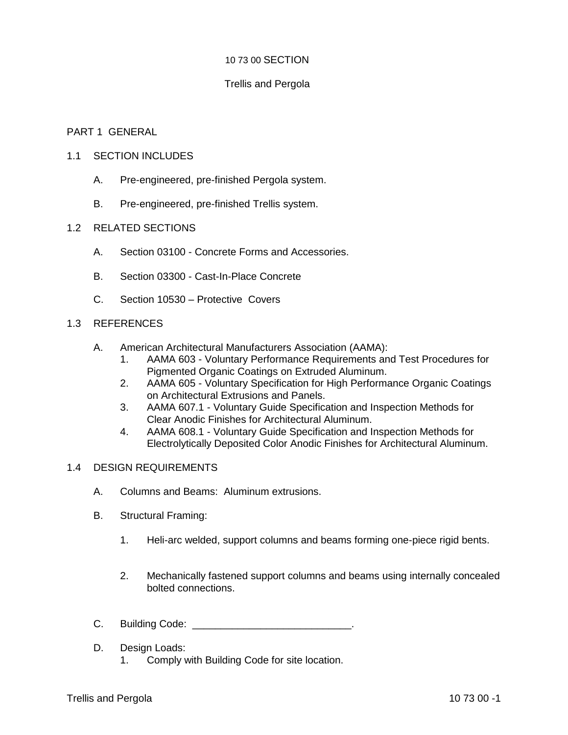# 10 73 00 SECTION

# Trellis and Pergola

## PART 1 GENERAL

### 1.1 SECTION INCLUDES

A. Pre-engineered, pre-finished Pergola system.

B. Pre-engineered, pre-finished Trellis system.

### 1.2 RELATED SECTIONS

A. Section 03100 - Concrete Forms and Accessories.

B. Section 03300 - Cast-In-Place Concrete

C. Section 10530 – Protective Covers

### 1.3 REFERENCES

A. American Architectural Manufacturers Association (AAMA):
   1. AAMA 603 - Voluntary Performance Requirements and Test Procedures for Pigmented Organic Coatings on Extruded Aluminum.
   2. AAMA 605 - Voluntary Specification for High Performance Organic Coatings on Architectural Extrusions and Panels.
   3. AAMA 607.1 - Voluntary Guide Specification and Inspection Methods for Clear Anodic Finishes for Architectural Aluminum.
   4. AAMA 608.1 - Voluntary Guide Specification and Inspection Methods for Electrolytically Deposited Color Anodic Finishes for Architectural Aluminum.

### 1.4 DESIGN REQUIREMENTS

A. Columns and Beams: Aluminum extrusions.

B. Structural Framing:

   1. Heli-arc welded, support columns and beams forming one-piece rigid bents.

   2. Mechanically fastened support columns and beams using internally concealed bolted connections.

C. Building Code: ____________________________.

D. Design Loads:
   1. Comply with Building Code for site location.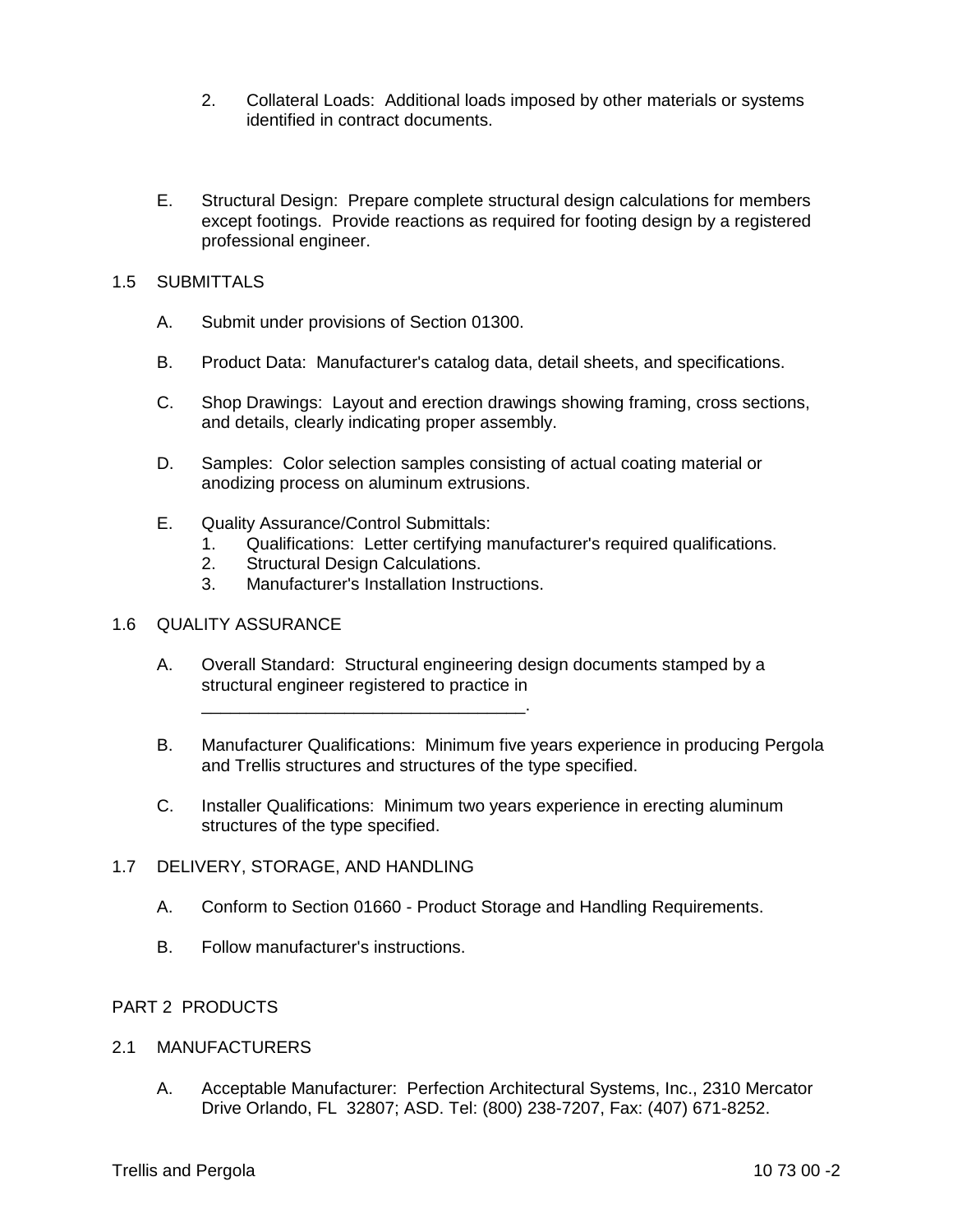2. Collateral Loads: Additional loads imposed by other materials or systems identified in contract documents.

E. Structural Design: Prepare complete structural design calculations for members except footings. Provide reactions as required for footing design by a registered professional engineer.

## 1.5 SUBMITTALS

A. Submit under provisions of Section 01300.

B. Product Data: Manufacturer's catalog data, detail sheets, and specifications.

C. Shop Drawings: Layout and erection drawings showing framing, cross sections, and details, clearly indicating proper assembly.

D. Samples: Color selection samples consisting of actual coating material or anodizing process on aluminum extrusions.

E. Quality Assurance/Control Submittals:
   1. Qualifications: Letter certifying manufacturer's required qualifications.
   2. Structural Design Calculations.
   3. Manufacturer's Installation Instructions.

## 1.6 QUALITY ASSURANCE

A. Overall Standard: Structural engineering design documents stamped by a structural engineer registered to practice in __________________________________.

B. Manufacturer Qualifications: Minimum five years experience in producing Pergola and Trellis structures and structures of the type specified.

C. Installer Qualifications: Minimum two years experience in erecting aluminum structures of the type specified.

## 1.7 DELIVERY, STORAGE, AND HANDLING

A. Conform to Section 01660 - Product Storage and Handling Requirements.

B. Follow manufacturer's instructions.

# PART 2 PRODUCTS

## 2.1 MANUFACTURERS

A. Acceptable Manufacturer: Perfection Architectural Systems, Inc., 2310 Mercator Drive Orlando, FL 32807; ASD. Tel: (800) 238-7207, Fax: (407) 671-8252.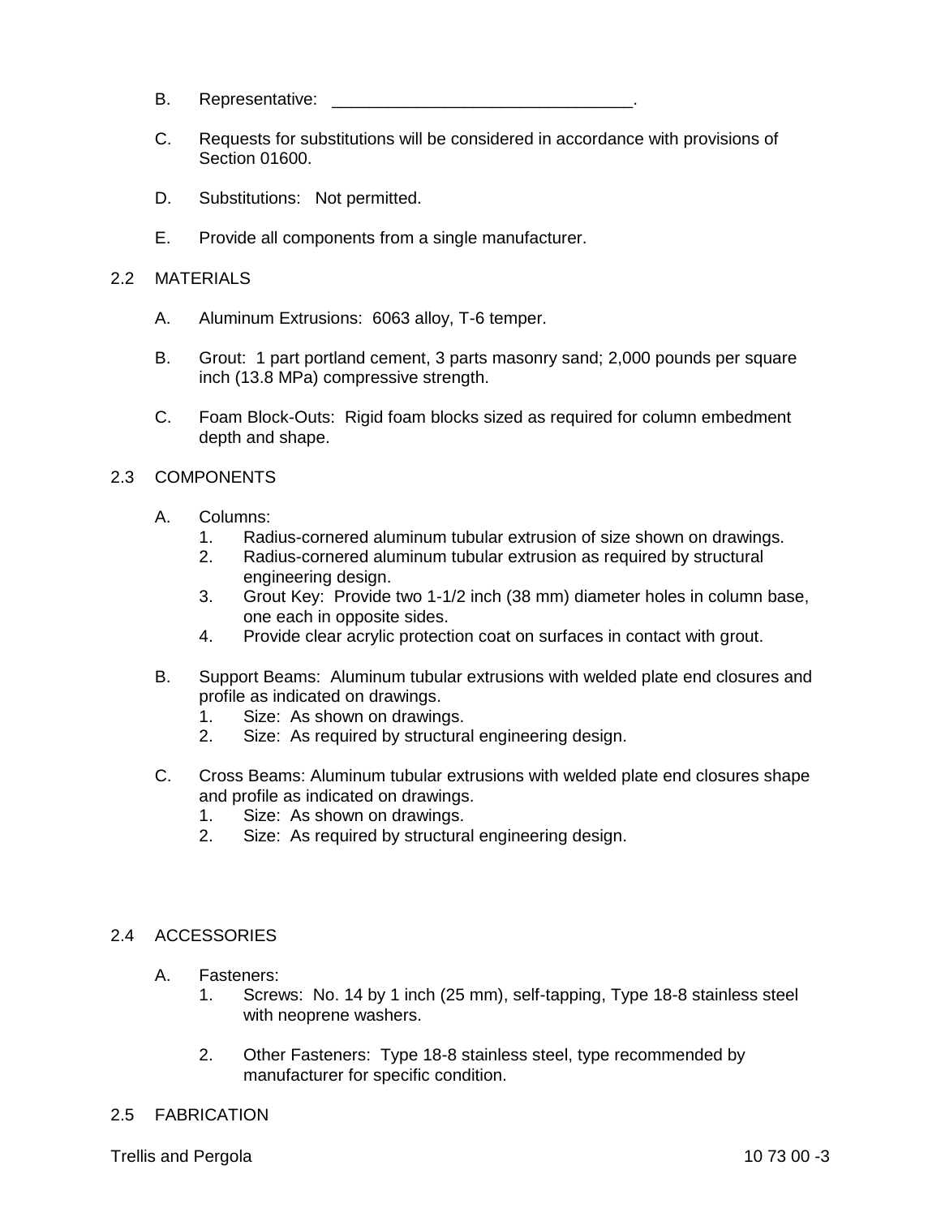B. Representative: ________________________________.

C. Requests for substitutions will be considered in accordance with provisions of Section 01600.

D. Substitutions: Not permitted.

E. Provide all components from a single manufacturer.

## 2.2 MATERIALS

A. Aluminum Extrusions: 6063 alloy, T-6 temper.

B. Grout: 1 part portland cement, 3 parts masonry sand; 2,000 pounds per square inch (13.8 MPa) compressive strength.

C. Foam Block-Outs: Rigid foam blocks sized as required for column embedment depth and shape.

## 2.3 COMPONENTS

A. Columns:
1. Radius-cornered aluminum tubular extrusion of size shown on drawings.
2. Radius-cornered aluminum tubular extrusion as required by structural engineering design.
3. Grout Key: Provide two 1-1/2 inch (38 mm) diameter holes in column base, one each in opposite sides.
4. Provide clear acrylic protection coat on surfaces in contact with grout.

B. Support Beams: Aluminum tubular extrusions with welded plate end closures and profile as indicated on drawings.
1. Size: As shown on drawings.
2. Size: As required by structural engineering design.

C. Cross Beams: Aluminum tubular extrusions with welded plate end closures shape and profile as indicated on drawings.
1. Size: As shown on drawings.
2. Size: As required by structural engineering design.

## 2.4 ACCESSORIES

A. Fasteners:
1. Screws: No. 14 by 1 inch (25 mm), self-tapping, Type 18-8 stainless steel with neoprene washers.
2. Other Fasteners: Type 18-8 stainless steel, type recommended by manufacturer for specific condition.

## 2.5 FABRICATION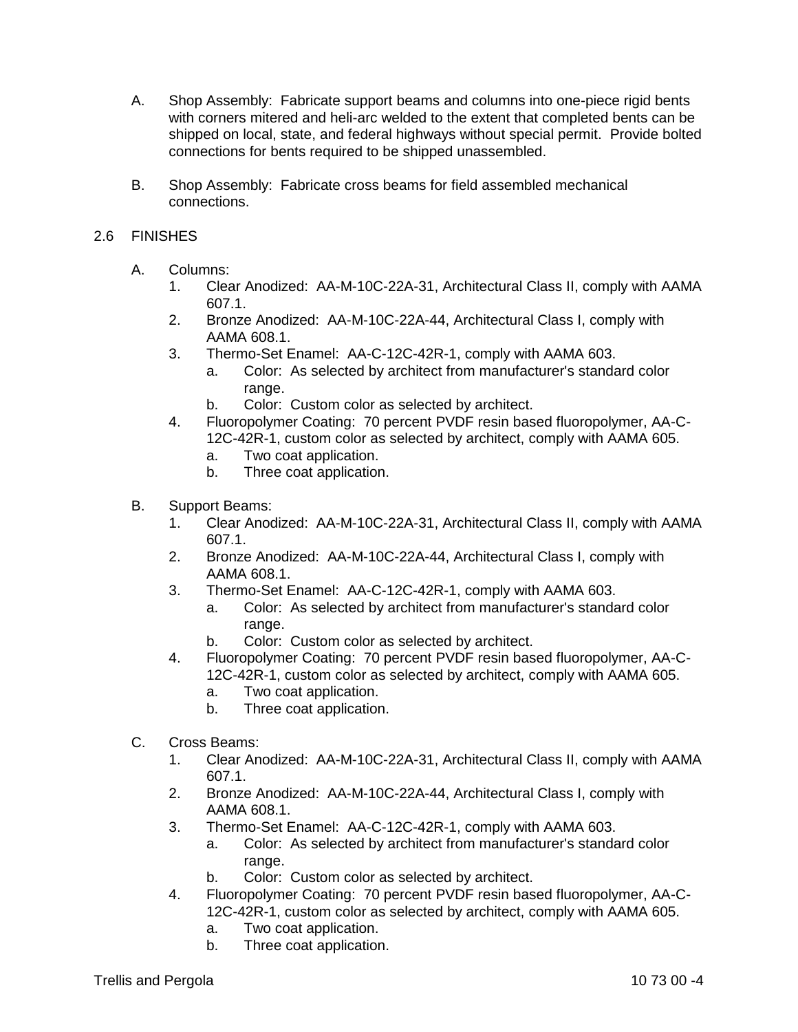A. Shop Assembly: Fabricate support beams and columns into one-piece rigid bents with corners mitered and heli-arc welded to the extent that completed bents can be shipped on local, state, and federal highways without special permit. Provide bolted connections for bents required to be shipped unassembled.

B. Shop Assembly: Fabricate cross beams for field assembled mechanical connections.

## 2.6 FINISHES

A. Columns:
   1. Clear Anodized: AA-M-10C-22A-31, Architectural Class II, comply with AAMA 607.1.
   2. Bronze Anodized: AA-M-10C-22A-44, Architectural Class I, comply with AAMA 608.1.
   3. Thermo-Set Enamel: AA-C-12C-42R-1, comply with AAMA 603.
      a. Color: As selected by architect from manufacturer's standard color range.
      b. Color: Custom color as selected by architect.
   4. Fluoropolymer Coating: 70 percent PVDF resin based fluoropolymer, AA-C-12C-42R-1, custom color as selected by architect, comply with AAMA 605.
      a. Two coat application.
      b. Three coat application.

B. Support Beams:
   1. Clear Anodized: AA-M-10C-22A-31, Architectural Class II, comply with AAMA 607.1.
   2. Bronze Anodized: AA-M-10C-22A-44, Architectural Class I, comply with AAMA 608.1.
   3. Thermo-Set Enamel: AA-C-12C-42R-1, comply with AAMA 603.
      a. Color: As selected by architect from manufacturer's standard color range.
      b. Color: Custom color as selected by architect.
   4. Fluoropolymer Coating: 70 percent PVDF resin based fluoropolymer, AA-C-12C-42R-1, custom color as selected by architect, comply with AAMA 605.
      a. Two coat application.
      b. Three coat application.

C. Cross Beams:
   1. Clear Anodized: AA-M-10C-22A-31, Architectural Class II, comply with AAMA 607.1.
   2. Bronze Anodized: AA-M-10C-22A-44, Architectural Class I, comply with AAMA 608.1.
   3. Thermo-Set Enamel: AA-C-12C-42R-1, comply with AAMA 603.
      a. Color: As selected by architect from manufacturer's standard color range.
      b. Color: Custom color as selected by architect.
   4. Fluoropolymer Coating: 70 percent PVDF resin based fluoropolymer, AA-C-12C-42R-1, custom color as selected by architect, comply with AAMA 605.
      a. Two coat application.
      b. Three coat application.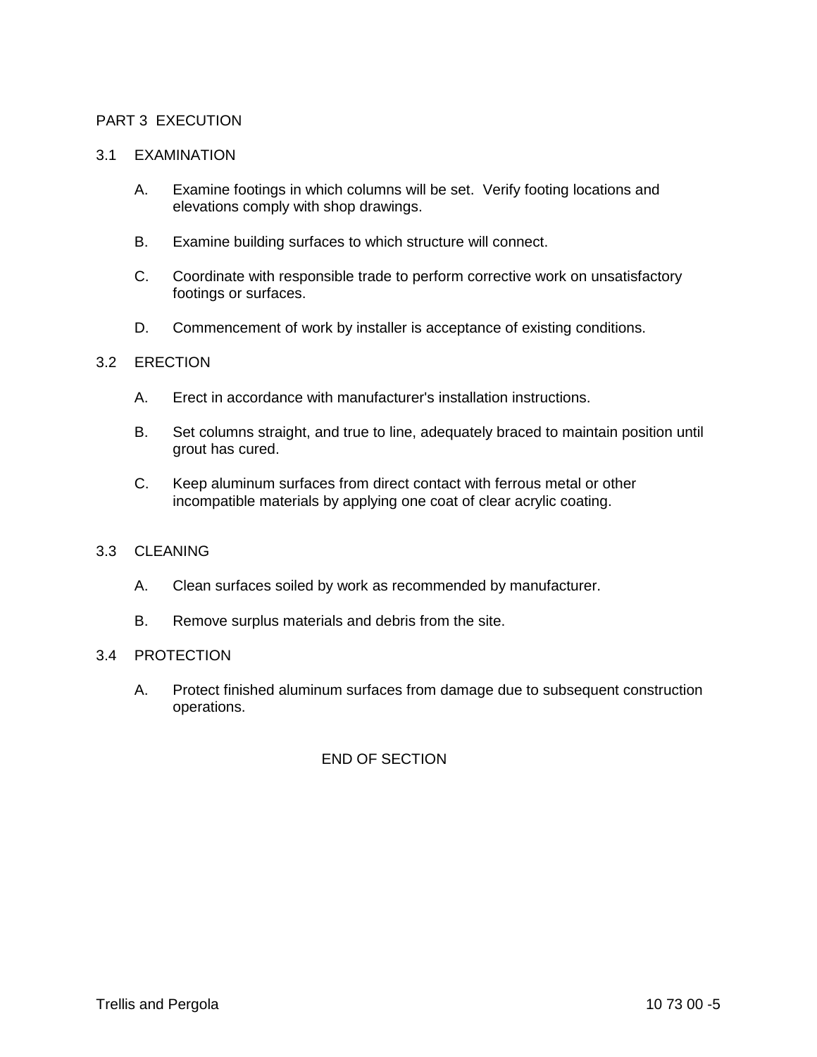## PART 3 EXECUTION

### 3.1 EXAMINATION

A. Examine footings in which columns will be set. Verify footing locations and elevations comply with shop drawings.

B. Examine building surfaces to which structure will connect.

C. Coordinate with responsible trade to perform corrective work on unsatisfactory footings or surfaces.

D. Commencement of work by installer is acceptance of existing conditions.

### 3.2 ERECTION

A. Erect in accordance with manufacturer's installation instructions.

B. Set columns straight, and true to line, adequately braced to maintain position until grout has cured.

C. Keep aluminum surfaces from direct contact with ferrous metal or other incompatible materials by applying one coat of clear acrylic coating.

### 3.3 CLEANING

A. Clean surfaces soiled by work as recommended by manufacturer.

B. Remove surplus materials and debris from the site.

### 3.4 PROTECTION

A. Protect finished aluminum surfaces from damage due to subsequent construction operations.

END OF SECTION